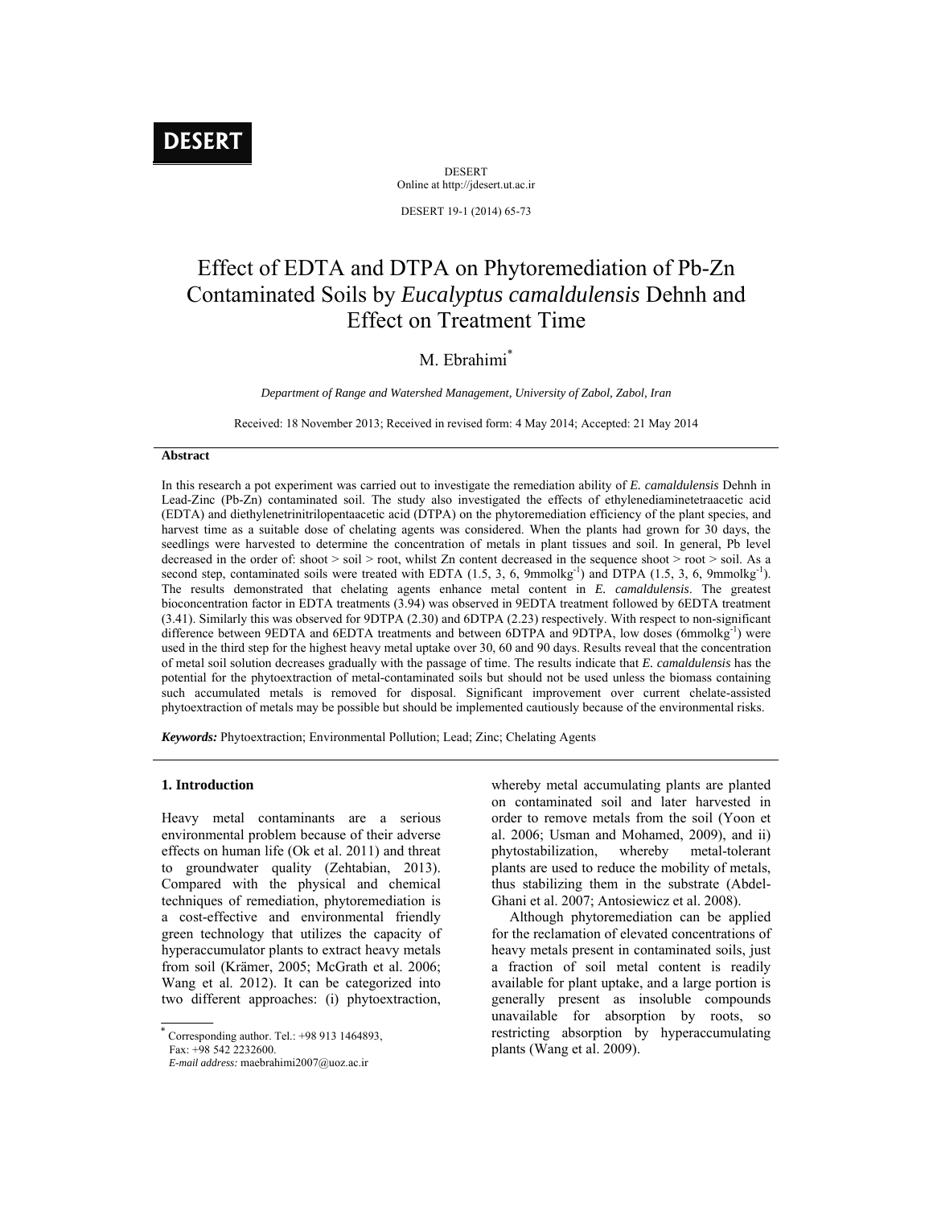# Effect of EDTA and DTPA on Phytoremediation of Pb-Zn Contaminated Soils by *Eucalyptus camaldulensis* Dehnh and Effect on Treatment Time

M. Ebrahimi*

*Department of Range and Watershed Management, University of Zabol, Zabol, Iran*

Received: 18 November 2013; Received in revised form: 4 May 2014; Accepted: 21 May 2014

## Abstract

In this research a pot experiment was carried out to investigate the remediation ability of *E. camaldulensis* Dehnh in Lead-Zinc (Pb-Zn) contaminated soil. The study also investigated the effects of ethylenediaminetetraacetic acid (EDTA) and diethylenetrinitrilopentaacetic acid (DTPA) on the phytoremediation efficiency of the plant species, and harvest time as a suitable dose of chelating agents was considered. When the plants had grown for 30 days, the seedlings were harvested to determine the concentration of metals in plant tissues and soil. In general, Pb level decreased in the order of: shoot > soil > root, whilst Zn content decreased in the sequence shoot > root > soil. As a second step, contaminated soils were treated with EDTA (1.5, 3, 6, 9mmolkg$^{-1}$) and DTPA (1.5, 3, 6, 9mmolkg$^{-1}$). The results demonstrated that chelating agents enhance metal content in *E. camaldulensis*. The greatest bioconcentration factor in EDTA treatments (3.94) was observed in 9EDTA treatment followed by 6EDTA treatment (3.41). Similarly this was observed for 9DTPA (2.30) and 6DTPA (2.23) respectively. With respect to non-significant difference between 9EDTA and 6EDTA treatments and between 6DTPA and 9DTPA, low doses (6mmolkg$^{-1}$) were used in the third step for the highest heavy metal uptake over 30, 60 and 90 days. Results reveal that the concentration of metal soil solution decreases gradually with the passage of time. The results indicate that *E. camaldulensis* has the potential for the phytoextraction of metal-contaminated soils but should not be used unless the biomass containing such accumulated metals is removed for disposal. Significant improvement over current chelate-assisted phytoextraction of metals may be possible but should be implemented cautiously because of the environmental risks.

***Keywords:*** Phytoextraction; Environmental Pollution; Lead; Zinc; Chelating Agents

## 1. Introduction

Heavy metal contaminants are a serious environmental problem because of their adverse effects on human life (Ok et al. 2011) and threat to groundwater quality (Zehtabian, 2013). Compared with the physical and chemical techniques of remediation, phytoremediation is a cost-effective and environmental friendly green technology that utilizes the capacity of hyperaccumulator plants to extract heavy metals from soil (Krämer, 2005; McGrath et al. 2006; Wang et al. 2012). It can be categorized into two different approaches: (i) phytoextraction, whereby metal accumulating plants are planted on contaminated soil and later harvested in order to remove metals from the soil (Yoon et al. 2006; Usman and Mohamed, 2009), and ii) phytostabilization, whereby metal-tolerant plants are used to reduce the mobility of metals, thus stabilizing them in the substrate (Abdel-Ghani et al. 2007; Antosiewicz et al. 2008).

Although phytoremediation can be applied for the reclamation of elevated concentrations of heavy metals present in contaminated soils, just a fraction of soil metal content is readily available for plant uptake, and a large portion is generally present as insoluble compounds unavailable for absorption by roots, so restricting absorption by hyperaccumulating plants (Wang et al. 2009).

* Corresponding author. Tel.: +98 913 1464893, Fax: +98 542 2232600.
*E-mail address:* maebrahimi2007@uoz.ac.ir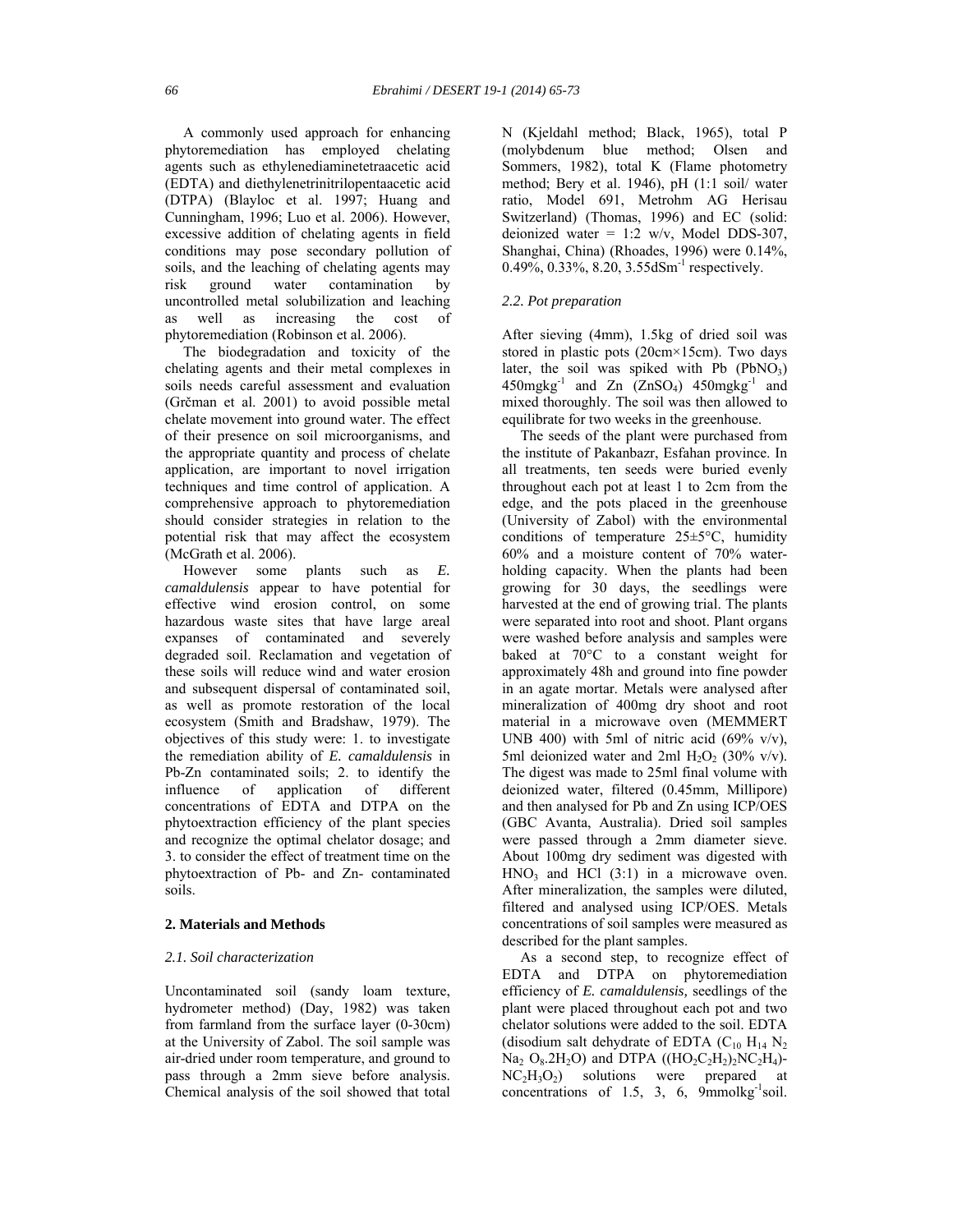A commonly used approach for enhancing phytoremediation has employed chelating agents such as ethylenediaminetetraacetic acid (EDTA) and diethylenetrinitrilopentaacetic acid (DTPA) (Blayloc et al. 1997; Huang and Cunningham, 1996; Luo et al. 2006). However, excessive addition of chelating agents in field conditions may pose secondary pollution of soils, and the leaching of chelating agents may risk ground water contamination by uncontrolled metal solubilization and leaching as well as increasing the cost of phytoremediation (Robinson et al. 2006).

The biodegradation and toxicity of the chelating agents and their metal complexes in soils needs careful assessment and evaluation (Grčman et al. 2001) to avoid possible metal chelate movement into ground water. The effect of their presence on soil microorganisms, and the appropriate quantity and process of chelate application, are important to novel irrigation techniques and time control of application. A comprehensive approach to phytoremediation should consider strategies in relation to the potential risk that may affect the ecosystem (McGrath et al. 2006).

However some plants such as *E. camaldulensis* appear to have potential for effective wind erosion control, on some hazardous waste sites that have large areal expanses of contaminated and severely degraded soil. Reclamation and vegetation of these soils will reduce wind and water erosion and subsequent dispersal of contaminated soil, as well as promote restoration of the local ecosystem (Smith and Bradshaw, 1979). The objectives of this study were: 1. to investigate the remediation ability of *E. camaldulensis* in Pb-Zn contaminated soils; 2. to identify the influence of application of different concentrations of EDTA and DTPA on the phytoextraction efficiency of the plant species and recognize the optimal chelator dosage; and 3. to consider the effect of treatment time on the phytoextraction of Pb- and Zn- contaminated soils.

## 2. Materials and Methods

### 2.1. Soil characterization

Uncontaminated soil (sandy loam texture, hydrometer method) (Day, 1982) was taken from farmland from the surface layer (0-30cm) at the University of Zabol. The soil sample was air-dried under room temperature, and ground to pass through a 2mm sieve before analysis. Chemical analysis of the soil showed that total N (Kjeldahl method; Black, 1965), total P (molybdenum blue method; Olsen and Sommers, 1982), total K (Flame photometry method; Bery et al. 1946), pH (1:1 soil/ water ratio, Model 691, Metrohm AG Herisau Switzerland) (Thomas, 1996) and EC (solid: deionized water = 1:2 w/v, Model DDS-307, Shanghai, China) (Rhoades, 1996) were 0.14%, 0.49%, 0.33%, 8.20, 3.55dSm$^{-1}$ respectively.

### 2.2. Pot preparation

After sieving (4mm), 1.5kg of dried soil was stored in plastic pots (20cm×15cm). Two days later, the soil was spiked with Pb ($PbNO_3$) 450mgkg$^{-1}$ and Zn ($ZnSO_4$) 450mgkg$^{-1}$ and mixed thoroughly. The soil was then allowed to equilibrate for two weeks in the greenhouse.

The seeds of the plant were purchased from the institute of Pakanbazr, Esfahan province. In all treatments, ten seeds were buried evenly throughout each pot at least 1 to 2cm from the edge, and the pots placed in the greenhouse (University of Zabol) with the environmental conditions of temperature 25±5°C, humidity 60% and a moisture content of 70% water-holding capacity. When the plants had been growing for 30 days, the seedlings were harvested at the end of growing trial. The plants were separated into root and shoot. Plant organs were washed before analysis and samples were baked at 70°C to a constant weight for approximately 48h and ground into fine powder in an agate mortar. Metals were analysed after mineralization of 400mg dry shoot and root material in a microwave oven (MEMMERT UNB 400) with 5ml of nitric acid (69% v/v), 5ml deionized water and 2ml $H_2O_2$ (30% v/v). The digest was made to 25ml final volume with deionized water, filtered (0.45mm, Millipore) and then analysed for Pb and Zn using ICP/OES (GBC Avanta, Australia). Dried soil samples were passed through a 2mm diameter sieve. About 100mg dry sediment was digested with $HNO_3$ and HCl (3:1) in a microwave oven. After mineralization, the samples were diluted, filtered and analysed using ICP/OES. Metals concentrations of soil samples were measured as described for the plant samples.

As a second step, to recognize effect of EDTA and DTPA on phytoremediation efficiency of *E. camaldulensis,* seedlings of the plant were placed throughout each pot and two chelator solutions were added to the soil. EDTA (disodium salt dehydrate of EDTA ($C_{10}H_{14}N_2Na_2O_8.2H_2O$) and DTPA ($(HO_2C_2H_2)_2NC_2H_4$)-$NC_2H_3O_2$) solutions were prepared at concentrations of 1.5, 3, 6, 9mmolkg$^{-1}$soil.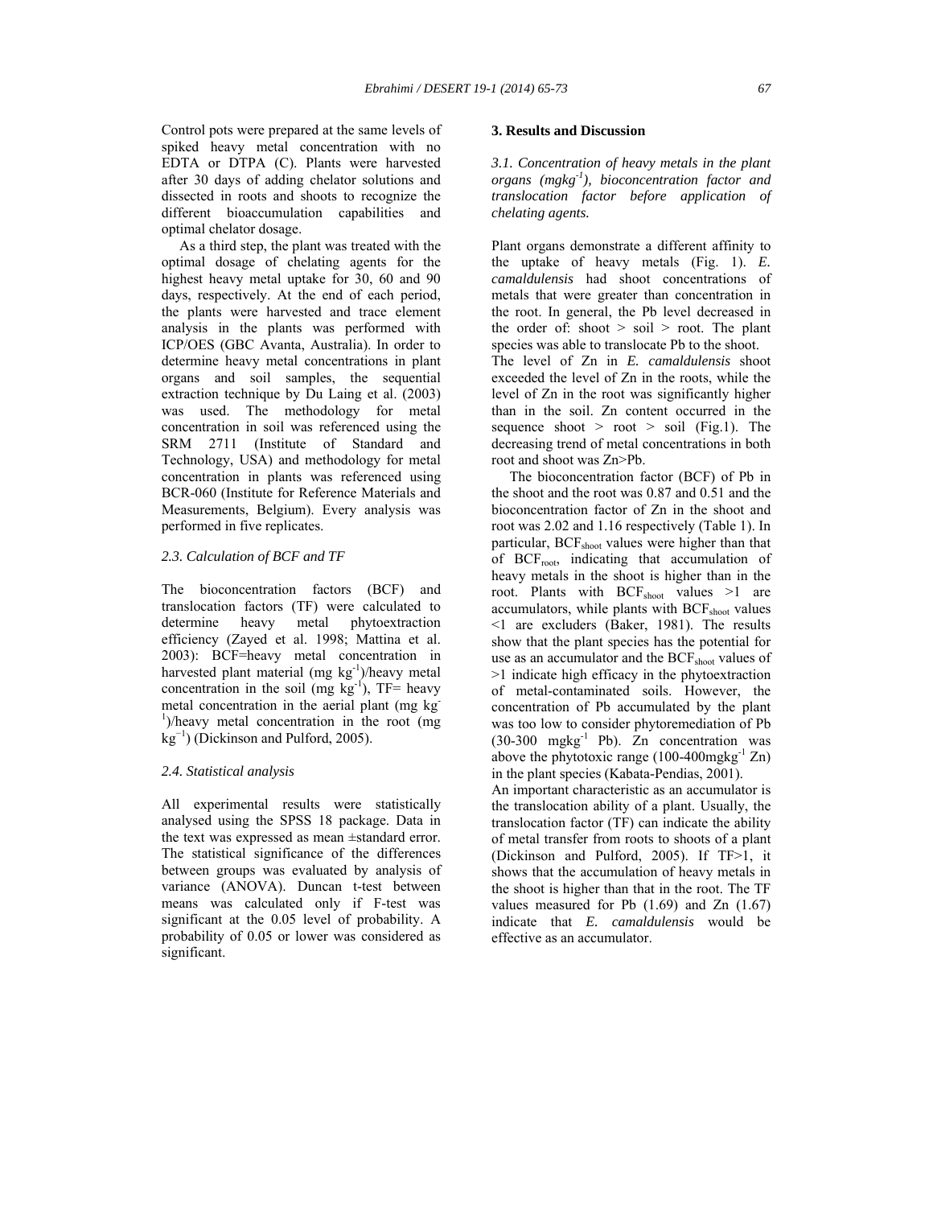Control pots were prepared at the same levels of spiked heavy metal concentration with no EDTA or DTPA (C). Plants were harvested after 30 days of adding chelator solutions and dissected in roots and shoots to recognize the different bioaccumulation capabilities and optimal chelator dosage.

As a third step, the plant was treated with the optimal dosage of chelating agents for the highest heavy metal uptake for 30, 60 and 90 days, respectively. At the end of each period, the plants were harvested and trace element analysis in the plants was performed with ICP/OES (GBC Avanta, Australia). In order to determine heavy metal concentrations in plant organs and soil samples, the sequential extraction technique by Du Laing et al. (2003) was used. The methodology for metal concentration in soil was referenced using the SRM 2711 (Institute of Standard and Technology, USA) and methodology for metal concentration in plants was referenced using BCR-060 (Institute for Reference Materials and Measurements, Belgium). Every analysis was performed in five replicates.

### *2.3. Calculation of BCF and TF*

The bioconcentration factors (BCF) and translocation factors (TF) were calculated to determine heavy metal phytoextraction efficiency (Zayed et al. 1998; Mattina et al. 2003): BCF=heavy metal concentration in harvested plant material (mg $kg^{-1}$)/heavy metal concentration in the soil (mg $kg^{-1}$), TF= heavy metal concentration in the aerial plant (mg $kg^{-1}$)/heavy metal concentration in the root (mg $kg^{-1}$) (Dickinson and Pulford, 2005).

### *2.4. Statistical analysis*

All experimental results were statistically analysed using the SPSS 18 package. Data in the text was expressed as mean ±standard error. The statistical significance of the differences between groups was evaluated by analysis of variance (ANOVA). Duncan t-test between means was calculated only if F-test was significant at the 0.05 level of probability. A probability of 0.05 or lower was considered as significant.

## 3. Results and Discussion

### *3.1. Concentration of heavy metals in the plant organs (mgkg$^{-1}$), bioconcentration factor and translocation factor before application of chelating agents.*

Plant organs demonstrate a different affinity to the uptake of heavy metals (Fig. 1). *E. camaldulensis* had shoot concentrations of metals that were greater than concentration in the root. In general, the Pb level decreased in the order of: shoot > soil > root. The plant species was able to translocate Pb to the shoot.
The level of Zn in *E. camaldulensis* shoot exceeded the level of Zn in the roots, while the level of Zn in the root was significantly higher than in the soil. Zn content occurred in the sequence shoot > root > soil (Fig.1). The decreasing trend of metal concentrations in both root and shoot was Zn>Pb.

The bioconcentration factor (BCF) of Pb in the shoot and the root was 0.87 and 0.51 and the bioconcentration factor of Zn in the shoot and root was 2.02 and 1.16 respectively (Table 1). In particular, $BCF_{shoot}$ values were higher than that of $BCF_{root}$, indicating that accumulation of heavy metals in the shoot is higher than in the root. Plants with $BCF_{shoot}$ values >1 are accumulators, while plants with $BCF_{shoot}$ values <1 are excluders (Baker, 1981). The results show that the plant species has the potential for use as an accumulator and the $BCF_{shoot}$ values of >1 indicate high efficacy in the phytoextraction of metal-contaminated soils. However, the concentration of Pb accumulated by the plant was too low to consider phytoremediation of Pb (30-300 mgkg$^{-1}$ Pb). Zn concentration was above the phytotoxic range (100-400mgkg$^{-1}$ Zn) in the plant species (Kabata-Pendias, 2001).
An important characteristic as an accumulator is the translocation ability of a plant. Usually, the translocation factor (TF) can indicate the ability of metal transfer from roots to shoots of a plant (Dickinson and Pulford, 2005). If TF>1, it shows that the accumulation of heavy metals in the shoot is higher than that in the root. The TF values measured for Pb (1.69) and Zn (1.67) indicate that *E. camaldulensis* would be effective as an accumulator.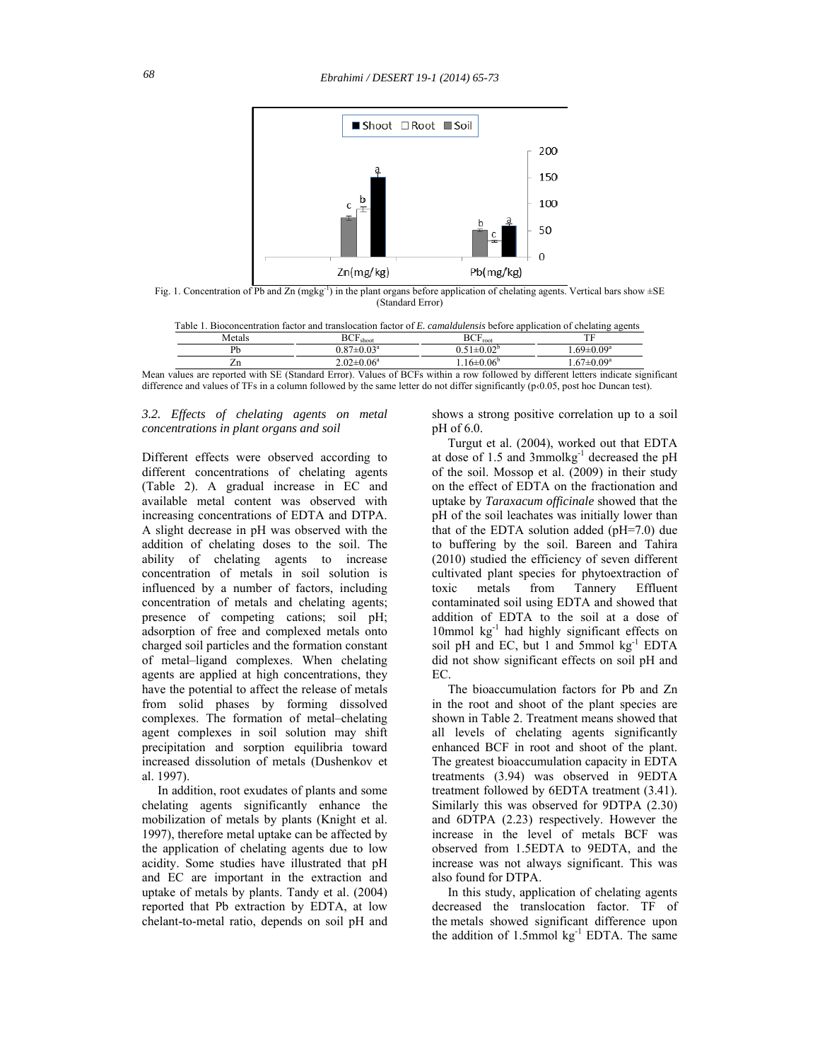Fig. 1. Concentration of Pb and Zn ($mgkg^{-1}$) in the plant organs before application of chelating agents. Vertical bars show ±SE (Standard Error)

Table 1. Bioconcentration factor and translocation factor of *E. camaldulensis* before application of chelating agents

| Metals | $BCF_{shoot}$ | $BCF_{root}$ | TF |
|---|---|---|---|
| Pb | $0.87±0.03^{a}$ | $0.51±0.02^{b}$ | $1.69±0.09^{a}$ |
| Zn | $2.02±0.06^{a}$ | $1.16±0.06^{b}$ | $1.67±0.09^{a}$ |

Mean values are reported with SE (Standard Error). Values of BCFs within a row followed by different letters indicate significant difference and values of TFs in a column followed by the same letter do not differ significantly ($p<0.05$, post hoc Duncan test).

### 3.2. Effects of chelating agents on metal concentrations in plant organs and soil

Different effects were observed according to different concentrations of chelating agents (Table 2). A gradual increase in EC and available metal content was observed with increasing concentrations of EDTA and DTPA. A slight decrease in pH was observed with the addition of chelating doses to the soil. The ability of chelating agents to increase concentration of metals in soil solution is influenced by a number of factors, including concentration of metals and chelating agents; presence of competing cations; soil pH; adsorption of free and complexed metals onto charged soil particles and the formation constant of metal–ligand complexes. When chelating agents are applied at high concentrations, they have the potential to affect the release of metals from solid phases by forming dissolved complexes. The formation of metal–chelating agent complexes in soil solution may shift precipitation and sorption equilibria toward increased dissolution of metals (Dushenkov et al. 1997).

In addition, root exudates of plants and some chelating agents significantly enhance the mobilization of metals by plants (Knight et al. 1997), therefore metal uptake can be affected by the application of chelating agents due to low acidity. Some studies have illustrated that pH and EC are important in the extraction and uptake of metals by plants. Tandy et al. (2004) reported that Pb extraction by EDTA, at low chelant-to-metal ratio, depends on soil pH and shows a strong positive correlation up to a soil pH of 6.0.

Turgut et al. (2004), worked out that EDTA at dose of 1.5 and $3mmolkg^{-1}$ decreased the pH of the soil. Mossop et al. (2009) in their study on the effect of EDTA on the fractionation and uptake by *Taraxacum officinale* showed that the pH of the soil leachates was initially lower than that of the EDTA solution added (pH=7.0) due to buffering by the soil. Bareen and Tahira (2010) studied the efficiency of seven different cultivated plant species for phytoextraction of toxic metals from Tannery Effluent contaminated soil using EDTA and showed that addition of EDTA to the soil at a dose of $10mmol\ kg^{-1}$ had highly significant effects on soil pH and EC, but 1 and $5mmol\ kg^{-1}$ EDTA did not show significant effects on soil pH and EC.

The bioaccumulation factors for Pb and Zn in the root and shoot of the plant species are shown in Table 2. Treatment means showed that all levels of chelating agents significantly enhanced BCF in root and shoot of the plant. The greatest bioaccumulation capacity in EDTA treatments (3.94) was observed in 9EDTA treatment followed by 6EDTA treatment (3.41). Similarly this was observed for 9DTPA (2.30) and 6DTPA (2.23) respectively. However the increase in the level of metals BCF was observed from 1.5EDTA to 9EDTA, and the increase was not always significant. This was also found for DTPA.

In this study, application of chelating agents decreased the translocation factor. TF of the metals showed significant difference upon the addition of $1.5mmol\ kg^{-1}$ EDTA. The same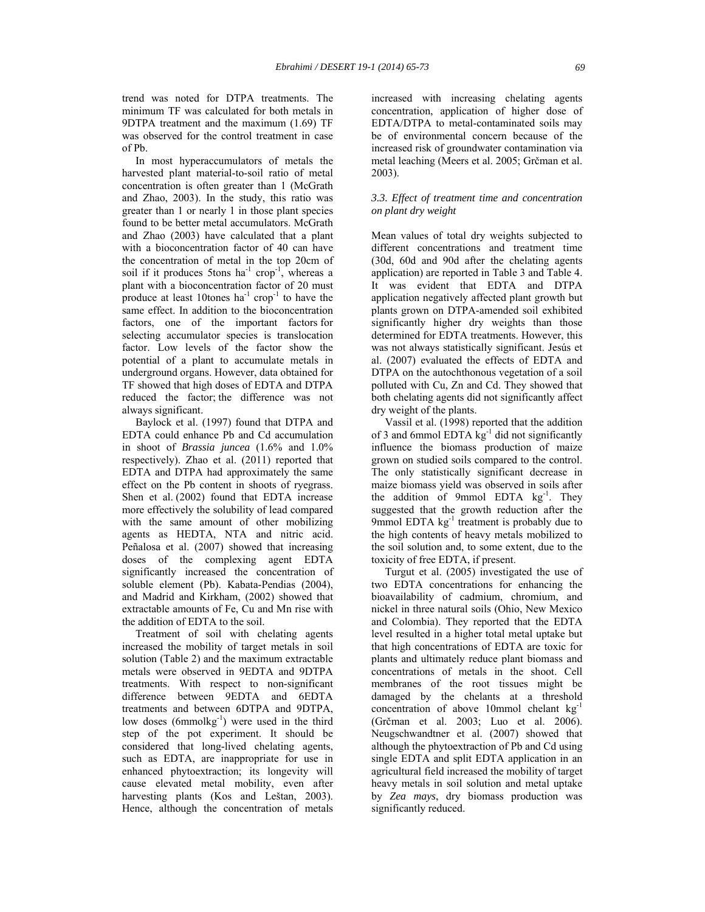trend was noted for DTPA treatments. The minimum TF was calculated for both metals in 9DTPA treatment and the maximum (1.69) TF was observed for the control treatment in case of Pb.

In most hyperaccumulators of metals the harvested plant material-to-soil ratio of metal concentration is often greater than 1 (McGrath and Zhao, 2003). In the study, this ratio was greater than 1 or nearly 1 in those plant species found to be better metal accumulators. McGrath and Zhao (2003) have calculated that a plant with a bioconcentration factor of 40 can have the concentration of metal in the top 20cm of soil if it produces 5tons ha$^{-1}$ crop$^{-1}$, whereas a plant with a bioconcentration factor of 20 must produce at least 10tones ha$^{-1}$ crop$^{-1}$ to have the same effect. In addition to the bioconcentration factors, one of the important factors for selecting accumulator species is translocation factor. Low levels of the factor show the potential of a plant to accumulate metals in underground organs. However, data obtained for TF showed that high doses of EDTA and DTPA reduced the factor; the difference was not always significant.

Baylock et al. (1997) found that DTPA and EDTA could enhance Pb and Cd accumulation in shoot of *Brassia juncea* (1.6% and 1.0% respectively). Zhao et al. (2011) reported that EDTA and DTPA had approximately the same effect on the Pb content in shoots of ryegrass. Shen et al. (2002) found that EDTA increase more effectively the solubility of lead compared with the same amount of other mobilizing agents as HEDTA, NTA and nitric acid. Peñalosa et al. (2007) showed that increasing doses of the complexing agent EDTA significantly increased the concentration of soluble element (Pb). Kabata-Pendias (2004), and Madrid and Kirkham, (2002) showed that extractable amounts of Fe, Cu and Mn rise with the addition of EDTA to the soil.

Treatment of soil with chelating agents increased the mobility of target metals in soil solution (Table 2) and the maximum extractable metals were observed in 9EDTA and 9DTPA treatments. With respect to non-significant difference between 9EDTA and 6EDTA treatments and between 6DTPA and 9DTPA, low doses (6mmolkg$^{-1}$) were used in the third step of the pot experiment. It should be considered that long-lived chelating agents, such as EDTA, are inappropriate for use in enhanced phytoextraction; its longevity will cause elevated metal mobility, even after harvesting plants (Kos and Leštan, 2003). Hence, although the concentration of metals increased with increasing chelating agents concentration, application of higher dose of EDTA/DTPA to metal-contaminated soils may be of environmental concern because of the increased risk of groundwater contamination via metal leaching (Meers et al. 2005; Grčman et al. 2003).

### *3.3. Effect of treatment time and concentration on plant dry weight*

Mean values of total dry weights subjected to different concentrations and treatment time (30d, 60d and 90d after the chelating agents application) are reported in Table 3 and Table 4. It was evident that EDTA and DTPA application negatively affected plant growth but plants grown on DTPA-amended soil exhibited significantly higher dry weights than those determined for EDTA treatments. However, this was not always statistically significant. Jesús et al. (2007) evaluated the effects of EDTA and DTPA on the autochthonous vegetation of a soil polluted with Cu, Zn and Cd. They showed that both chelating agents did not significantly affect dry weight of the plants.

Vassil et al. (1998) reported that the addition of 3 and 6mmol EDTA kg$^{-1}$ did not significantly influence the biomass production of maize grown on studied soils compared to the control. The only statistically significant decrease in maize biomass yield was observed in soils after the addition of 9mmol EDTA kg$^{-1}$. They suggested that the growth reduction after the 9mmol EDTA kg$^{-1}$ treatment is probably due to the high contents of heavy metals mobilized to the soil solution and, to some extent, due to the toxicity of free EDTA, if present.

Turgut et al. (2005) investigated the use of two EDTA concentrations for enhancing the bioavailability of cadmium, chromium, and nickel in three natural soils (Ohio, New Mexico and Colombia). They reported that the EDTA level resulted in a higher total metal uptake but that high concentrations of EDTA are toxic for plants and ultimately reduce plant biomass and concentrations of metals in the shoot. Cell membranes of the root tissues might be damaged by the chelants at a threshold concentration of above 10mmol chelant kg$^{-1}$ (Grčman et al. 2003; Luo et al. 2006). Neugschwandtner et al. (2007) showed that although the phytoextraction of Pb and Cd using single EDTA and split EDTA application in an agricultural field increased the mobility of target heavy metals in soil solution and metal uptake by *Zea mays*, dry biomass production was significantly reduced.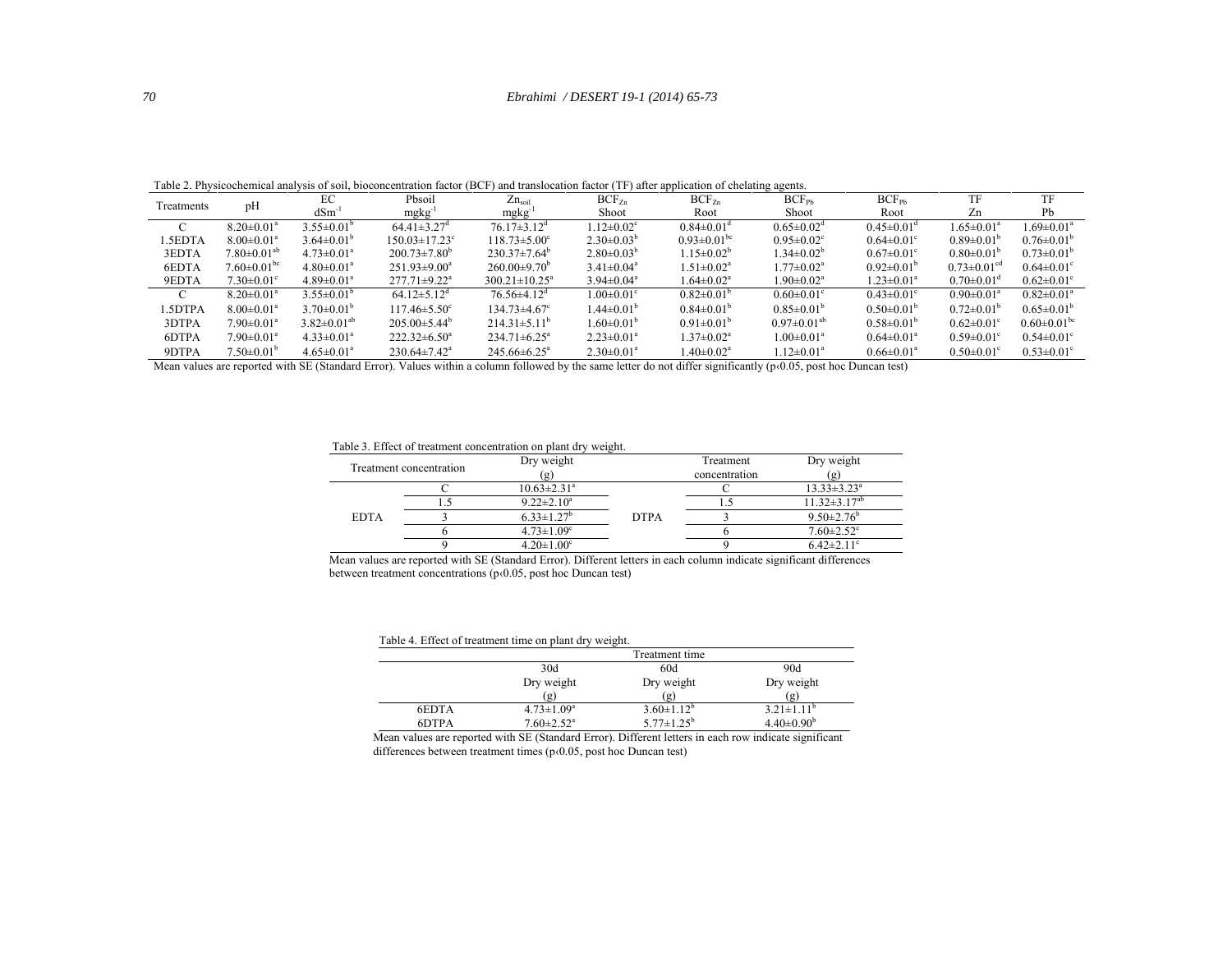Table 2. Physicochemical analysis of soil, bioconcentration factor (BCF) and translocation factor (TF) after application of chelating agents.

| Treatments | pH | EC $dSm^{-1}$ | Pbsoil $mgkg^{-1}$ | $Zn_{soil}$ $mgkg^{-1}$ | $BCF_{Zn}$ Shoot | $BCF_{Zn}$ Root | $BCF_{Pb}$ Shoot | $BCF_{Pb}$ Root | TF Zn | TF Pb |
|---|---|---|---|---|---|---|---|---|---|---|
| C | 8.20±0.01[a] | 3.55±0.01[b] | 64.41±3.27[d] | 76.17±3.12[d] | 1.12±0.02[c] | 0.84±0.01[d] | 0.65±0.02[d] | 0.45±0.01[d] | 1.65±0.01[a] | 1.69±0.01[a] |
| 1.5EDTA | 8.00±0.01[a] | 3.64±0.01[b] | 150.03±17.23[c] | 118.73±5.00[c] | 2.30±0.03[b] | 0.93±0.01[bc] | 0.95±0.02[c] | 0.64±0.01[c] | 0.89±0.01[b] | 0.76±0.01[b] |
| 3EDTA | 7.80±0.01[ab] | 4.73±0.01[a] | 200.73±7.80[b] | 230.37±7.64[b] | 2.80±0.03[b] | 1.15±0.02[b] | 1.34±0.02[b] | 0.67±0.01[c] | 0.80±0.01[b] | 0.73±0.01[b] |
| 6EDTA | 7.60±0.01[bc] | 4.80±0.01[a] | 251.93±9.00[a] | 260.00±9.70[b] | 3.41±0.04[a] | 1.51±0.02[a] | 1.77±0.02[a] | 0.92±0.01[b] | 0.73±0.01[cd] | 0.64±0.01[c] |
| 9EDTA | 7.30±0.01[c] | 4.89±0.01[a] | 277.71±9.22[a] | 300.21±10.25[a] | 3.94±0.04[a] | 1.64±0.02[a] | 1.90±0.02[a] | 1.23±0.01[a] | 0.70±0.01[d] | 0.62±0.01[c] |
| C | 8.20±0.01[a] | 3.55±0.01[b] | 64.12±5.12[d] | 76.56±4.12[d] | 1.00±0.01[c] | 0.82±0.01[b] | 0.60±0.01[c] | 0.43±0.01[c] | 0.90±0.01[a] | 0.82±0.01[a] |
| 1.5DTPA | 8.00±0.01[a] | 3.70±0.01[b] | 117.46±5.50[c] | 134.73±4.67[c] | 1.44±0.01[b] | 0.84±0.01[b] | 0.85±0.01[b] | 0.50±0.01[b] | 0.72±0.01[b] | 0.65±0.01[b] |
| 3DTPA | 7.90±0.01[a] | 3.82±0.01[ab] | 205.00±5.44[b] | 214.31±5.11[b] | 1.60±0.01[b] | 0.91±0.01[b] | 0.97±0.01[ab] | 0.58±0.01[b] | 0.62±0.01[c] | 0.60±0.01[bc] |
| 6DTPA | 7.90±0.01[a] | 4.33±0.01[a] | 222.32±6.50[a] | 234.71±6.25[a] | 2.23±0.01[a] | 1.37±0.02[a] | 1.00±0.01[a] | 0.64±0.01[a] | 0.59±0.01[c] | 0.54±0.01[c] |
| 9DTPA | 7.50±0.01[b] | 4.65±0.01[a] | 230.64±7.42[a] | 245.66±6.25[a] | 2.30±0.01[a] | 1.40±0.02[a] | 1.12±0.01[a] | 0.66±0.01[a] | 0.50±0.01[c] | 0.53±0.01[c] |

Mean values are reported with SE (Standard Error). Values within a column followed by the same letter do not differ significantly ($p < 0.05$, post hoc Duncan test)

Table 3. Effect of treatment concentration on plant dry weight.

| Treatment concentration | | Dry weight (g) | | Treatment concentration | Dry weight (g) |
|---|---|---|---|---|---|
| EDTA | C | 10.63±2.31[a] | DTPA | C | 13.33±3.23[a] |
| | 1.5 | 9.22±2.10[a] | | 1.5 | 11.32±3.17[ab] |
| | 3 | 6.33±1.27[b] | | 3 | 9.50±2.76[b] |
| | 6 | 4.73±1.09[c] | | 6 | 7.60±2.52[c] |
| | 9 | 4.20±1.00[c] | | 9 | 6.42±2.11[c] |

Mean values are reported with SE (Standard Error). Different letters in each column indicate significant differences between treatment concentrations ($p < 0.05$, post hoc Duncan test)

Table 4. Effect of treatment time on plant dry weight.

| | Treatment time | | |
|---|---|---|---|
| | 30d Dry weight (g) | 60d Dry weight (g) | 90d Dry weight (g) |
| 6EDTA | 4.73±1.09[a] | 3.60±1.12[b] | 3.21±1.11[b] |
| 6DTPA | 7.60±2.52[a] | 5.77±1.25[b] | 4.40±0.90[b] |

Mean values are reported with SE (Standard Error). Different letters in each row indicate significant differences between treatment times ($p < 0.05$, post hoc Duncan test)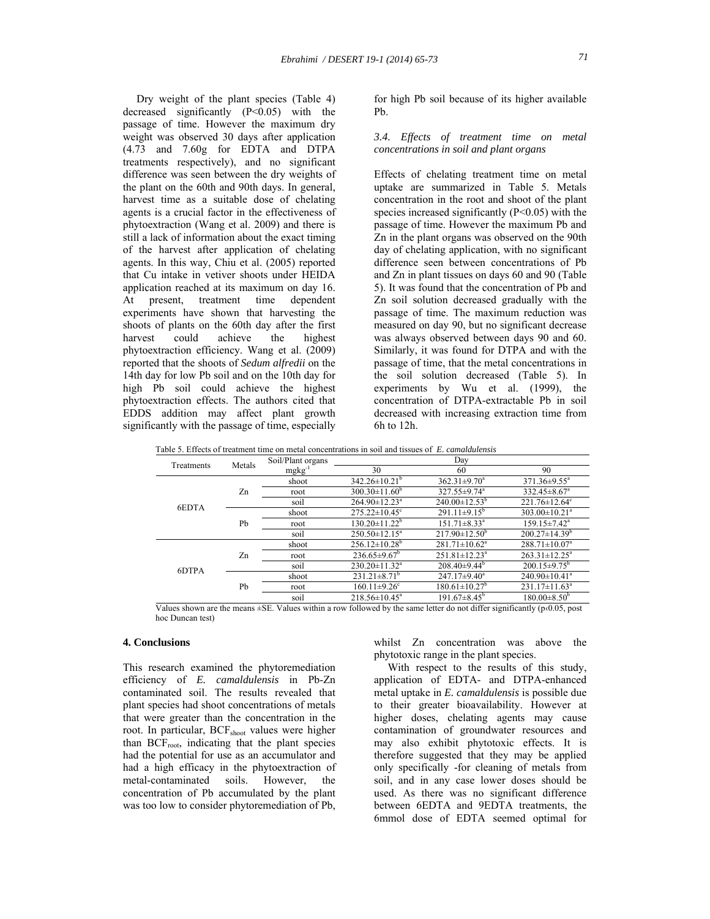Dry weight of the plant species (Table 4) decreased significantly ($P<0.05$) with the passage of time. However the maximum dry weight was observed 30 days after application (4.73 and 7.60g for EDTA and DTPA treatments respectively), and no significant difference was seen between the dry weights of the plant on the 60th and 90th days. In general, harvest time as a suitable dose of chelating agents is a crucial factor in the effectiveness of phytoextraction (Wang et al. 2009) and there is still a lack of information about the exact timing of the harvest after application of chelating agents. In this way, Chiu et al. (2005) reported that Cu intake in vetiver shoots under HEIDA application reached at its maximum on day 16. At present, treatment time dependent experiments have shown that harvesting the shoots of plants on the 60th day after the first harvest could achieve the highest phytoextraction efficiency. Wang et al. (2009) reported that the shoots of *Sedum alfredii* on the 14th day for low Pb soil and on the 10th day for high Pb soil could achieve the highest phytoextraction effects. The authors cited that EDDS addition may affect plant growth significantly with the passage of time, especially for high Pb soil because of its higher available Pb.

### *3.4. Effects of treatment time on metal concentrations in soil and plant organs*

Effects of chelating treatment time on metal uptake are summarized in Table 5. Metals concentration in the root and shoot of the plant species increased significantly ($P<0.05$) with the passage of time. However the maximum Pb and Zn in the plant organs was observed on the 90th day of chelating application, with no significant difference seen between concentrations of Pb and Zn in plant tissues on days 60 and 90 (Table 5). It was found that the concentration of Pb and Zn soil solution decreased gradually with the passage of time. The maximum reduction was measured on day 90, but no significant decrease was always observed between days 90 and 60. Similarly, it was found for DTPA and with the passage of time, that the metal concentrations in the soil solution decreased (Table 5). In experiments by Wu et al. (1999), the concentration of DTPA-extractable Pb in soil decreased with increasing extraction time from 6h to 12h.

Table 5. Effects of treatment time on metal concentrations in soil and tissues of *E. camaldulensis*

| Treatments | Metals | Soil/Plant organs $mgkg^{-1}$ | Day 30 | Day 60 | Day 90 |
|---|---|---|---|---|---|
| 6EDTA | Zn | shoot | 342.26±10.21$^{b}$ | 362.31±9.70$^{a}$ | 371.36±9.55$^{a}$ |
| | | root | 300.30±11.60$^{b}$ | 327.55±9.74$^{a}$ | 332.45±8.67$^{a}$ |
| | | soil | 264.90±12.23$^{a}$ | 240.00±12.53$^{b}$ | 221.76±12.64$^{c}$ |
| | Pb | shoot | 275.22±10.45$^{c}$ | 291.11±9.15$^{b}$ | 303.00±10.21$^{a}$ |
| | | root | 130.20±11.22$^{b}$ | 151.71±8.33$^{a}$ | 159.15±7.42$^{a}$ |
| | | soil | 250.50±12.15$^{a}$ | 217.90±12.50$^{b}$ | 200.27±14.39$^{b}$ |
| 6DTPA | Zn | shoot | 256.12±10.28$^{b}$ | 281.71±10.62$^{a}$ | 288.71±10.07$^{a}$ |
| | | root | 236.65±9.67$^{b}$ | 251.81±12.23$^{a}$ | 263.31±12.25$^{a}$ |
| | | soil | 230.20±11.32$^{a}$ | 208.40±9.44$^{b}$ | 200.15±9.75$^{b}$ |
| | Pb | shoot | 231.21±8.71$^{b}$ | 247.17±9.40$^{a}$ | 240.90±10.41$^{a}$ |
| | | root | 160.11±9.26$^{c}$ | 180.61±10.27$^{b}$ | 231.17±11.63$^{a}$ |
| | | soil | 218.56±10.45$^{a}$ | 191.67±8.45$^{b}$ | 180.00±8.50$^{b}$ |

Values shown are the means ±SE. Values within a row followed by the same letter do not differ significantly ($p<0.05$, post hoc Duncan test)

## 4. Conclusions

This research examined the phytoremediation efficiency of *E. camaldulensis* in Pb-Zn contaminated soil. The results revealed that plant species had shoot concentrations of metals that were greater than the concentration in the root. In particular, $BCF_{shoot}$ values were higher than $BCF_{root}$, indicating that the plant species had the potential for use as an accumulator and had a high efficacy in the phytoextraction of metal-contaminated soils. However, the concentration of Pb accumulated by the plant was too low to consider phytoremediation of Pb, whilst Zn concentration was above the phytotoxic range in the plant species.

With respect to the results of this study, application of EDTA- and DTPA-enhanced metal uptake in *E. camaldulensis* is possible due to their greater bioavailability. However at higher doses, chelating agents may cause contamination of groundwater resources and may also exhibit phytotoxic effects. It is therefore suggested that they may be applied only specifically -for cleaning of metals from soil, and in any case lower doses should be used. As there was no significant difference between 6EDTA and 9EDTA treatments, the 6mmol dose of EDTA seemed optimal for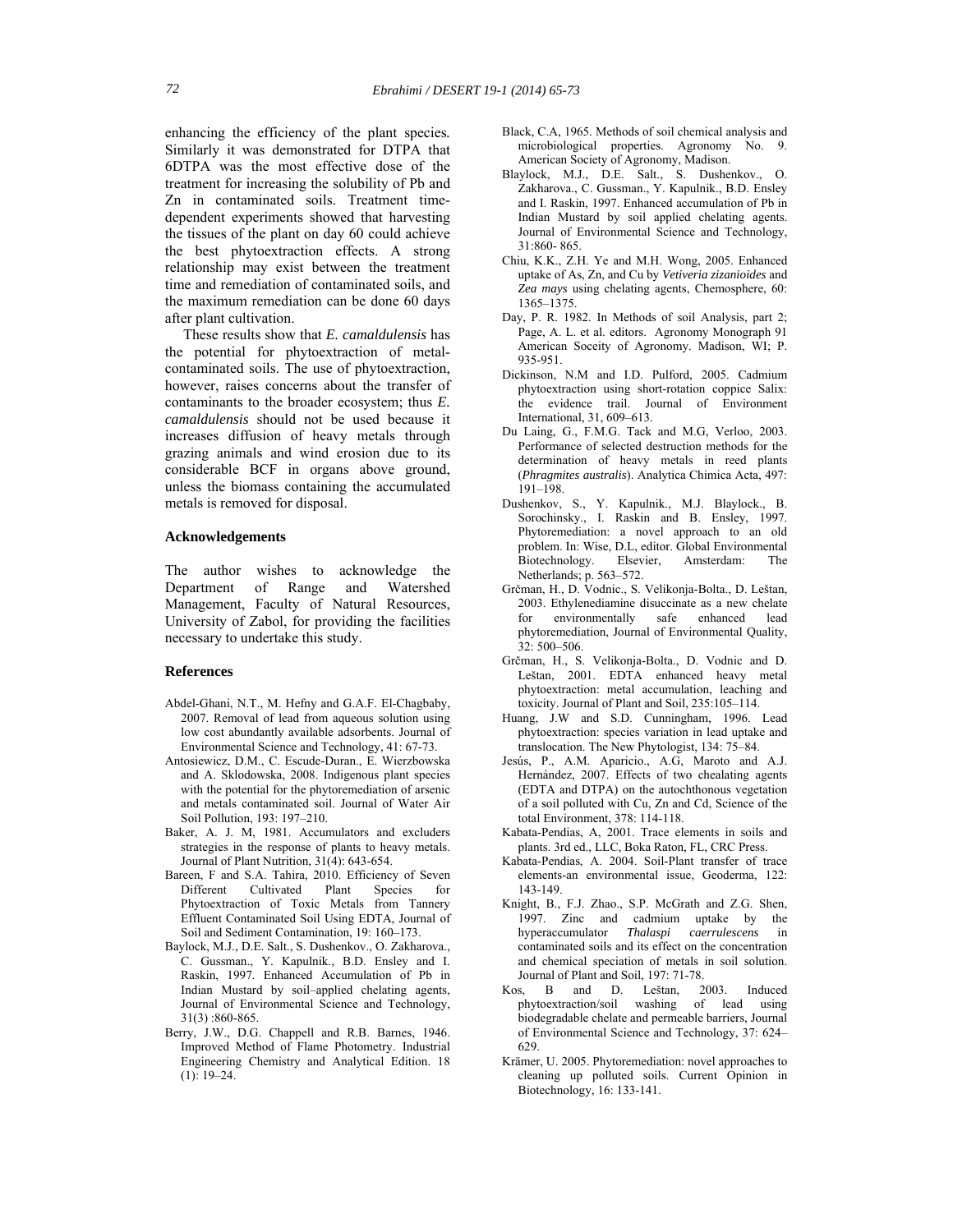enhancing the efficiency of the plant species. Similarly it was demonstrated for DTPA that 6DTPA was the most effective dose of the treatment for increasing the solubility of Pb and Zn in contaminated soils. Treatment time-dependent experiments showed that harvesting the tissues of the plant on day 60 could achieve the best phytoextraction effects. A strong relationship may exist between the treatment time and remediation of contaminated soils, and the maximum remediation can be done 60 days after plant cultivation.

These results show that *E. camaldulensis* has the potential for phytoextraction of metal-contaminated soils. The use of phytoextraction, however, raises concerns about the transfer of contaminants to the broader ecosystem; thus *E. camaldulensis* should not be used because it increases diffusion of heavy metals through grazing animals and wind erosion due to its considerable BCF in organs above ground, unless the biomass containing the accumulated metals is removed for disposal.

### Acknowledgements

The author wishes to acknowledge the Department of Range and Watershed Management, Faculty of Natural Resources, University of Zabol, for providing the facilities necessary to undertake this study.

### References

Abdel-Ghani, N.T., M. Hefny and G.A.F. El-Chagbaby, 2007. Removal of lead from aqueous solution using low cost abundantly available adsorbents. Journal of Environmental Science and Technology, 41: 67-73.

Antosiewicz, D.M., C. Escude-Duran., E. Wierzbowska and A. Sklodowska, 2008. Indigenous plant species with the potential for the phytoremediation of arsenic and metals contaminated soil. Journal of Water Air Soil Pollution, 193: 197–210.

Baker, A. J. M, 1981. Accumulators and excluders strategies in the response of plants to heavy metals. Journal of Plant Nutrition, 31(4): 643-654.

Bareen, F and S.A. Tahira, 2010. Efficiency of Seven Different Cultivated Plant Species for Phytoextraction of Toxic Metals from Tannery Effluent Contaminated Soil Using EDTA, Journal of Soil and Sediment Contamination, 19: 160–173.

Baylock, M.J., D.E. Salt., S. Dushenkov., O. Zakharova., C. Gussman., Y. Kapulnik., B.D. Ensley and I. Raskin, 1997. Enhanced Accumulation of Pb in Indian Mustard by soil–applied chelating agents, Journal of Environmental Science and Technology, 31(3) :860-865.

Berry, J.W., D.G. Chappell and R.B. Barnes, 1946. Improved Method of Flame Photometry. Industrial Engineering Chemistry and Analytical Edition. 18 (1): 19–24.

Black, C.A, 1965. Methods of soil chemical analysis and microbiological properties. Agronomy No. 9. American Society of Agronomy, Madison.

Blaylock, M.J., D.E. Salt., S. Dushenkov., O. Zakharova., C. Gussman., Y. Kapulnik., B.D. Ensley and I. Raskin, 1997. Enhanced accumulation of Pb in Indian Mustard by soil applied chelating agents. Journal of Environmental Science and Technology, 31:860- 865.

Chiu, K.K., Z.H. Ye and M.H. Wong, 2005. Enhanced uptake of As, Zn, and Cu by *Vetiveria zizanioides* and *Zea mays* using chelating agents, Chemosphere, 60: 1365–1375.

Day, P. R. 1982. In Methods of soil Analysis, part 2; Page, A. L. et al. editors. Agronomy Monograph 91 American Soceity of Agronomy. Madison, WI; P. 935-951.

Dickinson, N.M and I.D. Pulford, 2005. Cadmium phytoextraction using short-rotation coppice Salix: the evidence trail. Journal of Environment International, 31, 609–613.

Du Laing, G., F.M.G. Tack and M.G, Verloo, 2003. Performance of selected destruction methods for the determination of heavy metals in reed plants (*Phragmites australis*). Analytica Chimica Acta, 497: 191–198.

Dushenkov, S., Y. Kapulnik., M.J. Blaylock., B. Sorochinsky., I. Raskin and B. Ensley, 1997. Phytoremediation: a novel approach to an old problem. In: Wise, D.L, editor. Global Environmental Biotechnology. Elsevier, Amsterdam: The Netherlands; p. 563–572.

Grčman, H., D. Vodnic., S. Velikonja-Bolta., D. Leštan, 2003. Ethylenediamine disuccinate as a new chelate for environmentally safe enhanced lead phytoremediation, Journal of Environmental Quality, 32: 500–506.

Grčman, H., S. Velikonja-Bolta., D. Vodnic and D. Leštan, 2001. EDTA enhanced heavy metal phytoextraction: metal accumulation, leaching and toxicity. Journal of Plant and Soil, 235:105–114.

Huang, J.W and S.D. Cunningham, 1996. Lead phytoextraction: species variation in lead uptake and translocation. The New Phytologist, 134: 75–84.

Jesús, P., A.M. Aparicio., A.G, Maroto and A.J. Hernández, 2007. Effects of two chealating agents (EDTA and DTPA) on the autochthonous vegetation of a soil polluted with Cu, Zn and Cd, Science of the total Environment, 378: 114-118.

Kabata-Pendias, A, 2001. Trace elements in soils and plants. 3rd ed., LLC, Boka Raton, FL, CRC Press.

Kabata-Pendias, A. 2004. Soil-Plant transfer of trace elements-an environmental issue, Geoderma, 122: 143-149.

Knight, B., F.J. Zhao., S.P. McGrath and Z.G. Shen, 1997. Zinc and cadmium uptake by the hyperaccumulator *Thalaspi caerrulescens* in contaminated soils and its effect on the concentration and chemical speciation of metals in soil solution. Journal of Plant and Soil, 197: 71-78.

Kos, B and D. Leštan, 2003. Induced phytoextraction/soil washing of lead using biodegradable chelate and permeable barriers, Journal of Environmental Science and Technology, 37: 624–629.

Krämer, U. 2005. Phytoremediation: novel approaches to cleaning up polluted soils. Current Opinion in Biotechnology, 16: 133-141.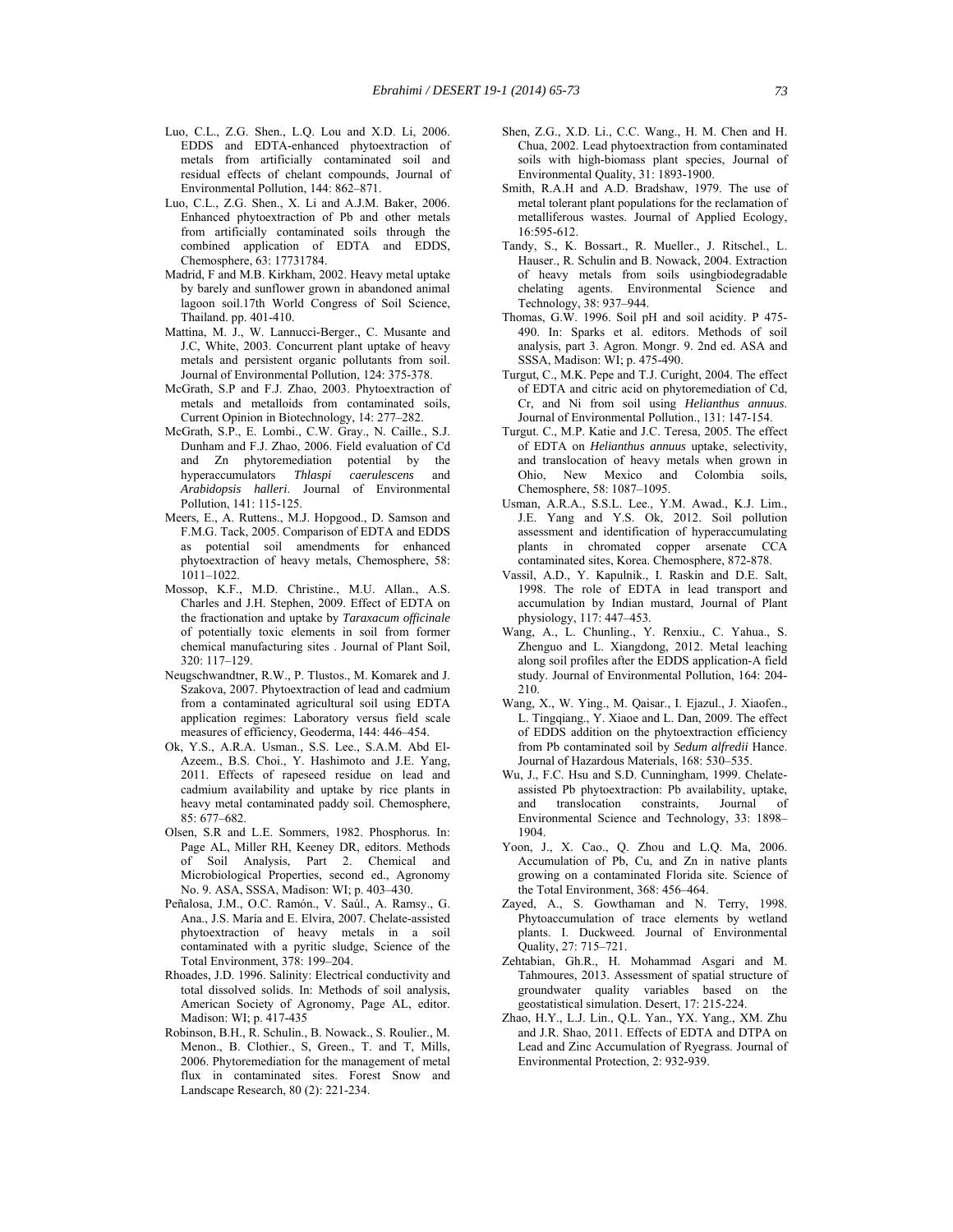Luo, C.L., Z.G. Shen., L.Q. Lou and X.D. Li, 2006. EDDS and EDTA-enhanced phytoextraction of metals from artificially contaminated soil and residual effects of chelant compounds, Journal of Environmental Pollution, 144: 862–871.

Luo, C.L., Z.G. Shen., X. Li and A.J.M. Baker, 2006. Enhanced phytoextraction of Pb and other metals from artificially contaminated soils through the combined application of EDTA and EDDS, Chemosphere, 63: 17731784.

Madrid, F and M.B. Kirkham, 2002. Heavy metal uptake by barely and sunflower grown in abandoned animal lagoon soil.17th World Congress of Soil Science, Thailand. pp. 401-410.

Mattina, M. J., W. Lannucci-Berger., C. Musante and J.C, White, 2003. Concurrent plant uptake of heavy metals and persistent organic pollutants from soil. Journal of Environmental Pollution, 124: 375-378.

McGrath, S.P and F.J. Zhao, 2003. Phytoextraction of metals and metalloids from contaminated soils, Current Opinion in Biotechnology, 14: 277–282.

McGrath, S.P., E. Lombi., C.W. Gray., N. Caille., S.J. Dunham and F.J. Zhao, 2006. Field evaluation of Cd and Zn phytoremediation potential by the hyperaccumulators *Thlaspi caerulescens* and *Arabidopsis halleri*. Journal of Environmental Pollution, 141: 115-125.

Meers, E., A. Ruttens., M.J. Hopgood., D. Samson and F.M.G. Tack, 2005. Comparison of EDTA and EDDS as potential soil amendments for enhanced phytoextraction of heavy metals, Chemosphere, 58: 1011–1022.

Mossop, K.F., M.D. Christine., M.U. Allan., A.S. Charles and J.H. Stephen, 2009. Effect of EDTA on the fractionation and uptake by *Taraxacum officinale* of potentially toxic elements in soil from former chemical manufacturing sites . Journal of Plant Soil, 320: 117–129.

Neugschwandtner, R.W., P. Tlustos., M. Komarek and J. Szakova, 2007. Phytoextraction of lead and cadmium from a contaminated agricultural soil using EDTA application regimes: Laboratory versus field scale measures of efficiency, Geoderma, 144: 446–454.

Ok, Y.S., A.R.A. Usman., S.S. Lee., S.A.M. Abd El-Azeem., B.S. Choi., Y. Hashimoto and J.E. Yang, 2011. Effects of rapeseed residue on lead and cadmium availability and uptake by rice plants in heavy metal contaminated paddy soil. Chemosphere, 85: 677–682.

Olsen, S.R and L.E. Sommers, 1982. Phosphorus. In: Page AL, Miller RH, Keeney DR, editors. Methods of Soil Analysis, Part 2. Chemical and Microbiological Properties, second ed., Agronomy No. 9. ASA, SSSA, Madison: WI; p. 403–430.

Peñalosa, J.M., O.C. Ramón., V. Saúl., A. Ramsy., G. Ana., J.S. María and E. Elvira, 2007. Chelate-assisted phytoextraction of heavy metals in a soil contaminated with a pyritic sludge, Science of the Total Environment, 378: 199–204.

Rhoades, J.D. 1996. Salinity: Electrical conductivity and total dissolved solids. In: Methods of soil analysis, American Society of Agronomy, Page AL, editor. Madison: WI; p. 417-435

Robinson, B.H., R. Schulin., B. Nowack., S. Roulier., M. Menon., B. Clothier., S, Green., T. and T, Mills, 2006. Phytoremediation for the management of metal flux in contaminated sites. Forest Snow and Landscape Research, 80 (2): 221-234.

Shen, Z.G., X.D. Li., C.C. Wang., H. M. Chen and H. Chua, 2002. Lead phytoextraction from contaminated soils with high-biomass plant species, Journal of Environmental Quality, 31: 1893-1900.

Smith, R.A.H and A.D. Bradshaw, 1979. The use of metal tolerant plant populations for the reclamation of metalliferous wastes. Journal of Applied Ecology, 16:595-612.

Tandy, S., K. Bossart., R. Mueller., J. Ritschel., L. Hauser., R. Schulin and B. Nowack, 2004. Extraction of heavy metals from soils usingbiodegradable chelating agents. Environmental Science and Technology, 38: 937–944.

Thomas, G.W. 1996. Soil pH and soil acidity. P 475-490. In: Sparks et al. editors. Methods of soil analysis, part 3. Agron. Mongr. 9. 2nd ed. ASA and SSSA, Madison: WI; p. 475-490.

Turgut, C., M.K. Pepe and T.J. Curight, 2004. The effect of EDTA and citric acid on phytoremediation of Cd, Cr, and Ni from soil using *Helianthus annuus*. Journal of Environmental Pollution., 131: 147-154.

Turgut. C., M.P. Katie and J.C. Teresa, 2005. The effect of EDTA on *Helianthus annuus* uptake, selectivity, and translocation of heavy metals when grown in Ohio, New Mexico and Colombia soils, Chemosphere, 58: 1087–1095.

Usman, A.R.A., S.S.L. Lee., Y.M. Awad., K.J. Lim., J.E. Yang and Y.S. Ok, 2012. Soil pollution assessment and identification of hyperaccumulating plants in chromated copper arsenate CCA contaminated sites, Korea. Chemosphere, 872-878.

Vassil, A.D., Y. Kapulnik., I. Raskin and D.E. Salt, 1998. The role of EDTA in lead transport and accumulation by Indian mustard, Journal of Plant physiology, 117: 447–453.

Wang, A., L. Chunling., Y. Renxiu., C. Yahua., S. Zhenguo and L. Xiangdong, 2012. Metal leaching along soil profiles after the EDDS application-A field study. Journal of Environmental Pollution, 164: 204-210.

Wang, X., W. Ying., M. Qaisar., I. Ejazul., J. Xiaofen., L. Tingqiang., Y. Xiaoe and L. Dan, 2009. The effect of EDDS addition on the phytoextraction efficiency from Pb contaminated soil by *Sedum alfredii* Hance. Journal of Hazardous Materials, 168: 530–535.

Wu, J., F.C. Hsu and S.D. Cunningham, 1999. Chelate-assisted Pb phytoextraction: Pb availability, uptake, and translocation constraints, Journal of Environmental Science and Technology, 33: 1898–1904.

Yoon, J., X. Cao., Q. Zhou and L.Q. Ma, 2006. Accumulation of Pb, Cu, and Zn in native plants growing on a contaminated Florida site. Science of the Total Environment, 368: 456–464.

Zayed, A., S. Gowthaman and N. Terry, 1998. Phytoaccumulation of trace elements by wetland plants. I. Duckweed. Journal of Environmental Quality, 27: 715–721.

Zehtabian, Gh.R., H. Mohammad Asgari and M. Tahmoures, 2013. Assessment of spatial structure of groundwater quality variables based on the geostatistical simulation. Desert, 17: 215-224.

Zhao, H.Y., L.J. Lin., Q.L. Yan., YX. Yang., XM. Zhu and J.R. Shao, 2011. Effects of EDTA and DTPA on Lead and Zinc Accumulation of Ryegrass. Journal of Environmental Protection, 2: 932-939.